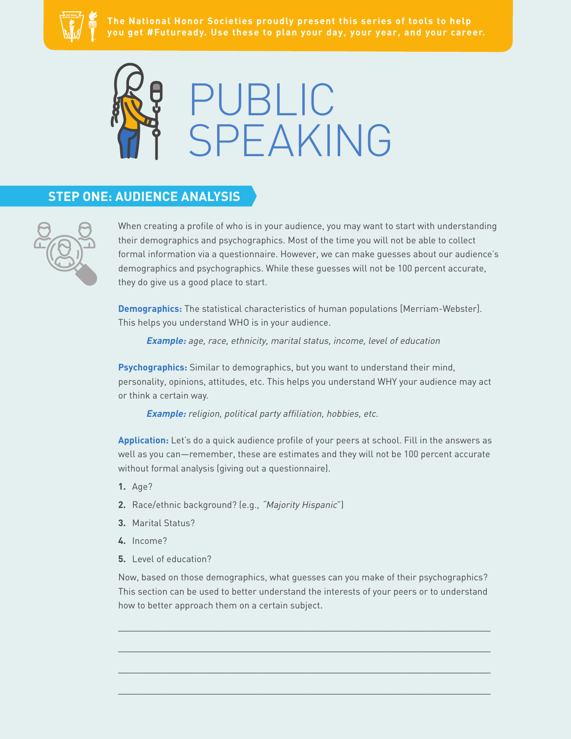The National Honor Societies proudly present this series of tools to help you get #Futuready. Use these to plan your day, your year, and your career.

# PUBLIC SPEAKING

## STEP ONE: AUDIENCE ANALYSIS

When creating a profile of who is in your audience, you may want to start with understanding their demographics and psychographics. Most of the time you will not be able to collect formal information via a questionnaire. However, we can make guesses about our audience's demographics and psychographics. While these guesses will not be 100 percent accurate, they do give us a good place to start.

**Demographics:** The statistical characteristics of human populations [Merriam-Webster]. This helps you understand WHO is in your audience.

> ***Example:*** *age, race, ethnicity, marital status, income, level of education*

**Psychographics:** Similar to demographics, but you want to understand their mind, personality, opinions, attitudes, etc. This helps you understand WHY your audience may act or think a certain way.

> ***Example:*** *religion, political party affiliation, hobbies, etc.*

**Application:** Let's do a quick audience profile of your peers at school. Fill in the answers as well as you can—remember, these are estimates and they will not be 100 percent accurate without formal analysis (giving out a questionnaire).

1. Age?
2. Race/ethnic background? (e.g., *"Majority Hispanic"*)
3. Marital Status?
4. Income?
5. Level of education?

Now, based on those demographics, what guesses can you make of their psychographics? This section can be used to better understand the interests of your peers or to understand how to better approach them on a certain subject.

\_\_\_\_\_\_\_\_\_\_\_\_\_\_\_\_\_\_\_\_\_\_\_\_\_\_\_\_\_\_\_\_\_\_\_\_\_\_\_\_\_\_\_\_\_\_\_\_\_\_\_\_\_\_\_\_\_\_\_\_

\_\_\_\_\_\_\_\_\_\_\_\_\_\_\_\_\_\_\_\_\_\_\_\_\_\_\_\_\_\_\_\_\_\_\_\_\_\_\_\_\_\_\_\_\_\_\_\_\_\_\_\_\_\_\_\_\_\_\_\_

\_\_\_\_\_\_\_\_\_\_\_\_\_\_\_\_\_\_\_\_\_\_\_\_\_\_\_\_\_\_\_\_\_\_\_\_\_\_\_\_\_\_\_\_\_\_\_\_\_\_\_\_\_\_\_\_\_\_\_\_

\_\_\_\_\_\_\_\_\_\_\_\_\_\_\_\_\_\_\_\_\_\_\_\_\_\_\_\_\_\_\_\_\_\_\_\_\_\_\_\_\_\_\_\_\_\_\_\_\_\_\_\_\_\_\_\_\_\_\_\_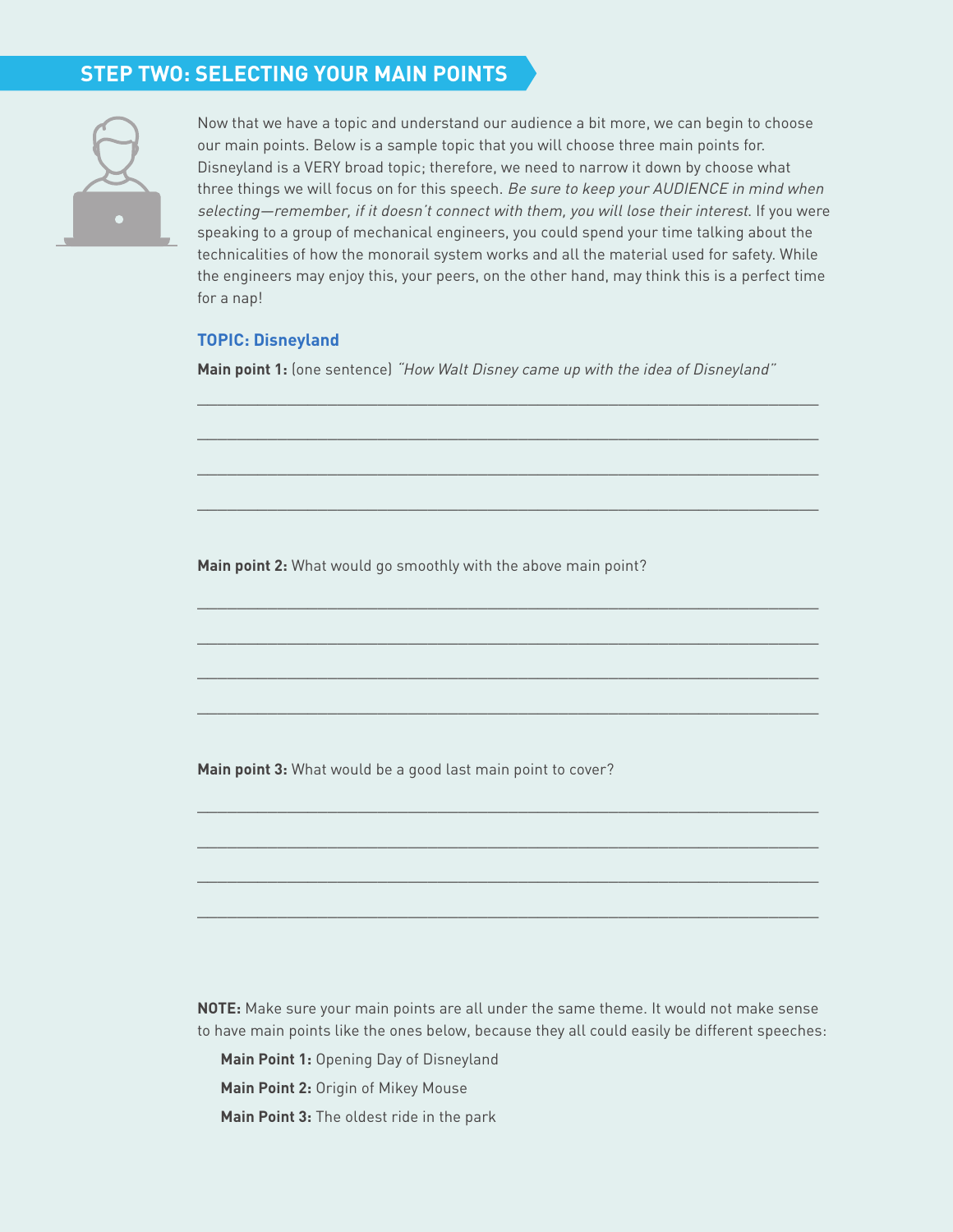## STEP TWO: SELECTING YOUR MAIN POINTS

Now that we have a topic and understand our audience a bit more, we can begin to choose our main points. Below is a sample topic that you will choose three main points for. Disneyland is a VERY broad topic; therefore, we need to narrow it down by choose what three things we will focus on for this speech. *Be sure to keep your AUDIENCE in mind when selecting—remember, if it doesn't connect with them, you will lose their interest.* If you were speaking to a group of mechanical engineers, you could spend your time talking about the technicalities of how the monorail system works and all the material used for safety. While the engineers may enjoy this, your peers, on the other hand, may think this is a perfect time for a nap!

### TOPIC: Disneyland

**Main point 1:** (one sentence) *"How Walt Disney came up with the idea of Disneyland"*

______________________________________________________________________

______________________________________________________________________

______________________________________________________________________

______________________________________________________________________

**Main point 2:** What would go smoothly with the above main point?

______________________________________________________________________

______________________________________________________________________

______________________________________________________________________

______________________________________________________________________

**Main point 3:** What would be a good last main point to cover?

______________________________________________________________________

______________________________________________________________________

______________________________________________________________________

______________________________________________________________________

**NOTE:** Make sure your main points are all under the same theme. It would not make sense to have main points like the ones below, because they all could easily be different speeches:

**Main Point 1:** Opening Day of Disneyland

**Main Point 2:** Origin of Mikey Mouse

**Main Point 3:** The oldest ride in the park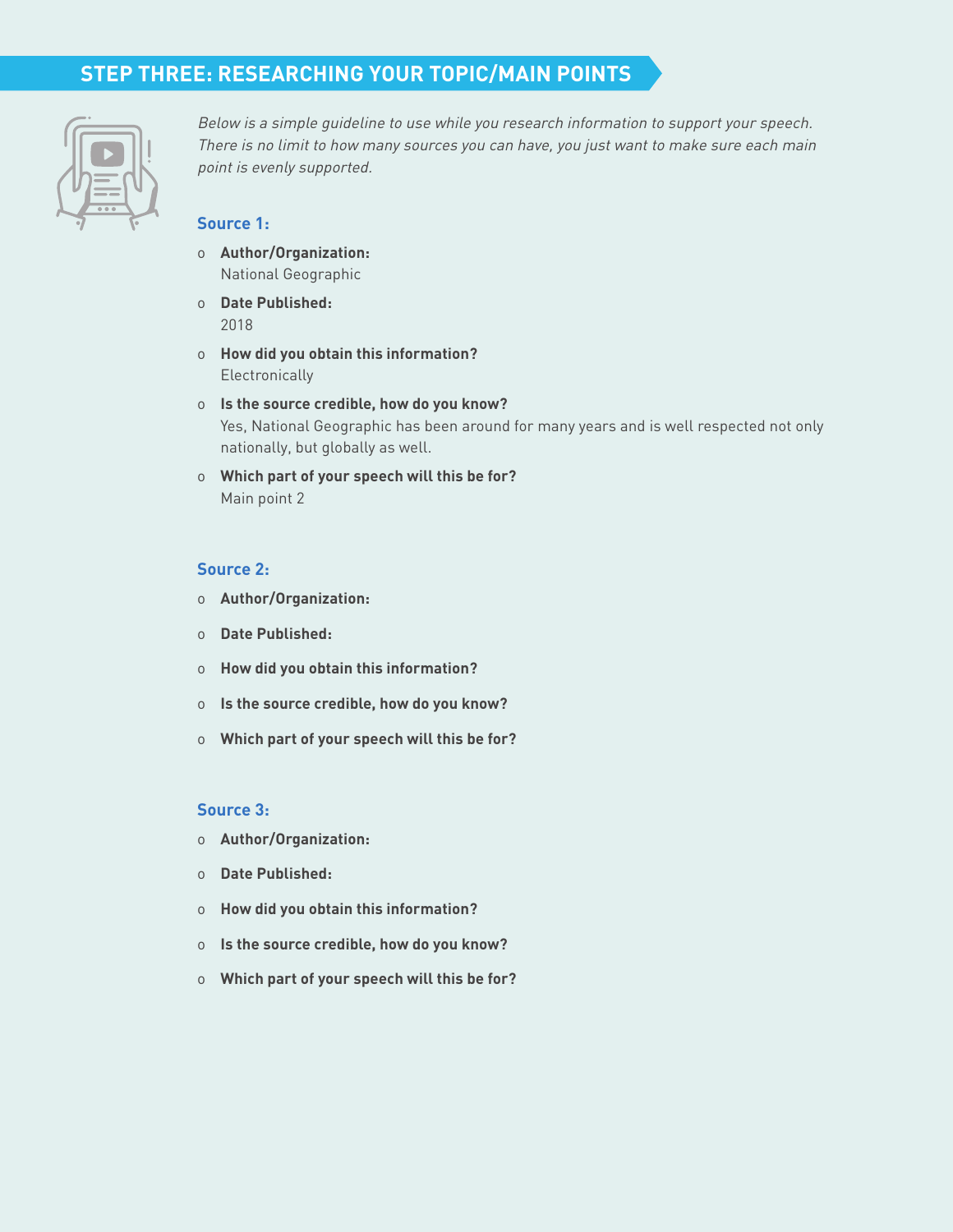## STEP THREE: RESEARCHING YOUR TOPIC/MAIN POINTS

*Below is a simple guideline to use while you research information to support your speech. There is no limit to how many sources you can have, you just want to make sure each main point is evenly supported.*

### Source 1:

- **Author/Organization:**
  National Geographic
- **Date Published:**
  2018
- **How did you obtain this information?**
  Electronically
- **Is the source credible, how do you know?**
  Yes, National Geographic has been around for many years and is well respected not only nationally, but globally as well.
- **Which part of your speech will this be for?**
  Main point 2

### Source 2:

- **Author/Organization:**
- **Date Published:**
- **How did you obtain this information?**
- **Is the source credible, how do you know?**
- **Which part of your speech will this be for?**

### Source 3:

- **Author/Organization:**
- **Date Published:**
- **How did you obtain this information?**
- **Is the source credible, how do you know?**
- **Which part of your speech will this be for?**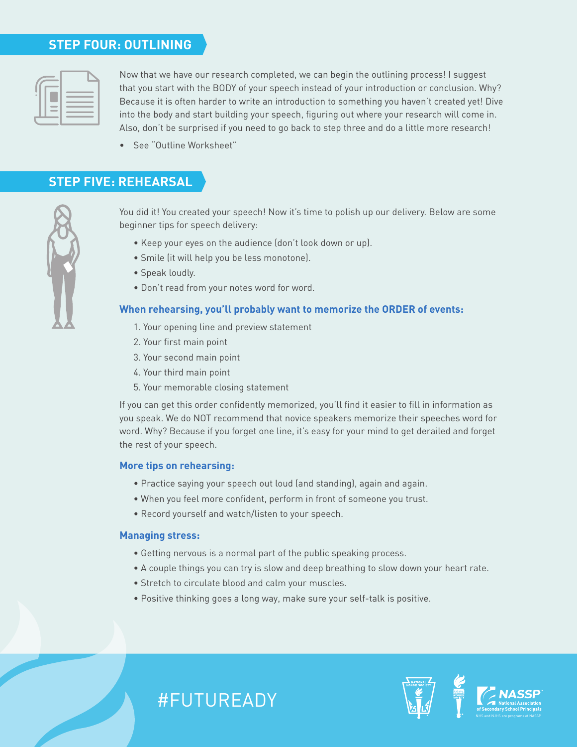## STEP FOUR: OUTLINING

Now that we have our research completed, we can begin the outlining process! I suggest that you start with the BODY of your speech instead of your introduction or conclusion. Why? Because it is often harder to write an introduction to something you haven't created yet! Dive into the body and start building your speech, figuring out where your research will come in. Also, don't be surprised if you need to go back to step three and do a little more research!

- See "Outline Worksheet"

## STEP FIVE: REHEARSAL

You did it! You created your speech! Now it's time to polish up our delivery. Below are some beginner tips for speech delivery:

- Keep your eyes on the audience (don't look down or up).
- Smile (it will help you be less monotone).
- Speak loudly.
- Don't read from your notes word for word.

### When rehearsing, you'll probably want to memorize the ORDER of events:

1. Your opening line and preview statement
2. Your first main point
3. Your second main point
4. Your third main point
5. Your memorable closing statement

If you can get this order confidently memorized, you'll find it easier to fill in information as you speak. We do NOT recommend that novice speakers memorize their speeches word for word. Why? Because if you forget one line, it's easy for your mind to get derailed and forget the rest of your speech.

### More tips on rehearsing:

- Practice saying your speech out loud (and standing), again and again.
- When you feel more confident, perform in front of someone you trust.
- Record yourself and watch/listen to your speech.

### Managing stress:

- Getting nervous is a normal part of the public speaking process.
- A couple things you can try is slow and deep breathing to slow down your heart rate.
- Stretch to circulate blood and calm your muscles.
- Positive thinking goes a long way, make sure your self-talk is positive.

#FUTUREADY

NASSP National Association of Secondary School Principals

NHS and NJHS are programs of NASSP